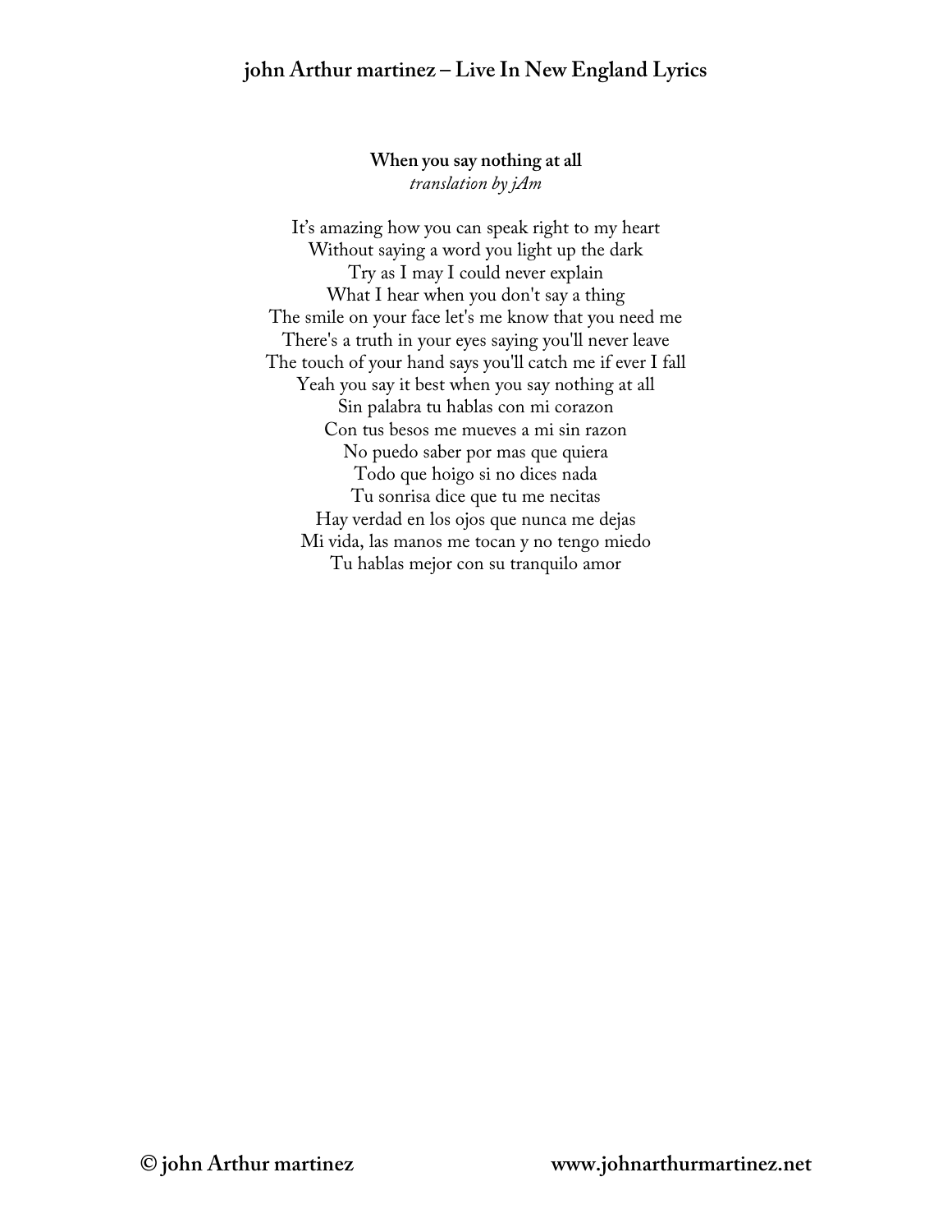# john Arthur martinez – Live In New England Lyrics

**When you say nothing at all**
*translation by jAm*

It's amazing how you can speak right to my heart
Without saying a word you light up the dark
Try as I may I could never explain
What I hear when you don't say a thing
The smile on your face let's me know that you need me
There's a truth in your eyes saying you'll never leave
The touch of your hand says you'll catch me if ever I fall
Yeah you say it best when you say nothing at all
Sin palabra tu hablas con mi corazon
Con tus besos me mueves a mi sin razon
No puedo saber por mas que quiera
Todo que hoigo si no dices nada
Tu sonrisa dice que tu me necitas
Hay verdad en los ojos que nunca me dejas
Mi vida, las manos me tocan y no tengo miedo
Tu hablas mejor con su tranquilo amor

**© john Arthur martinez** **www.johnarthurmartinez.net**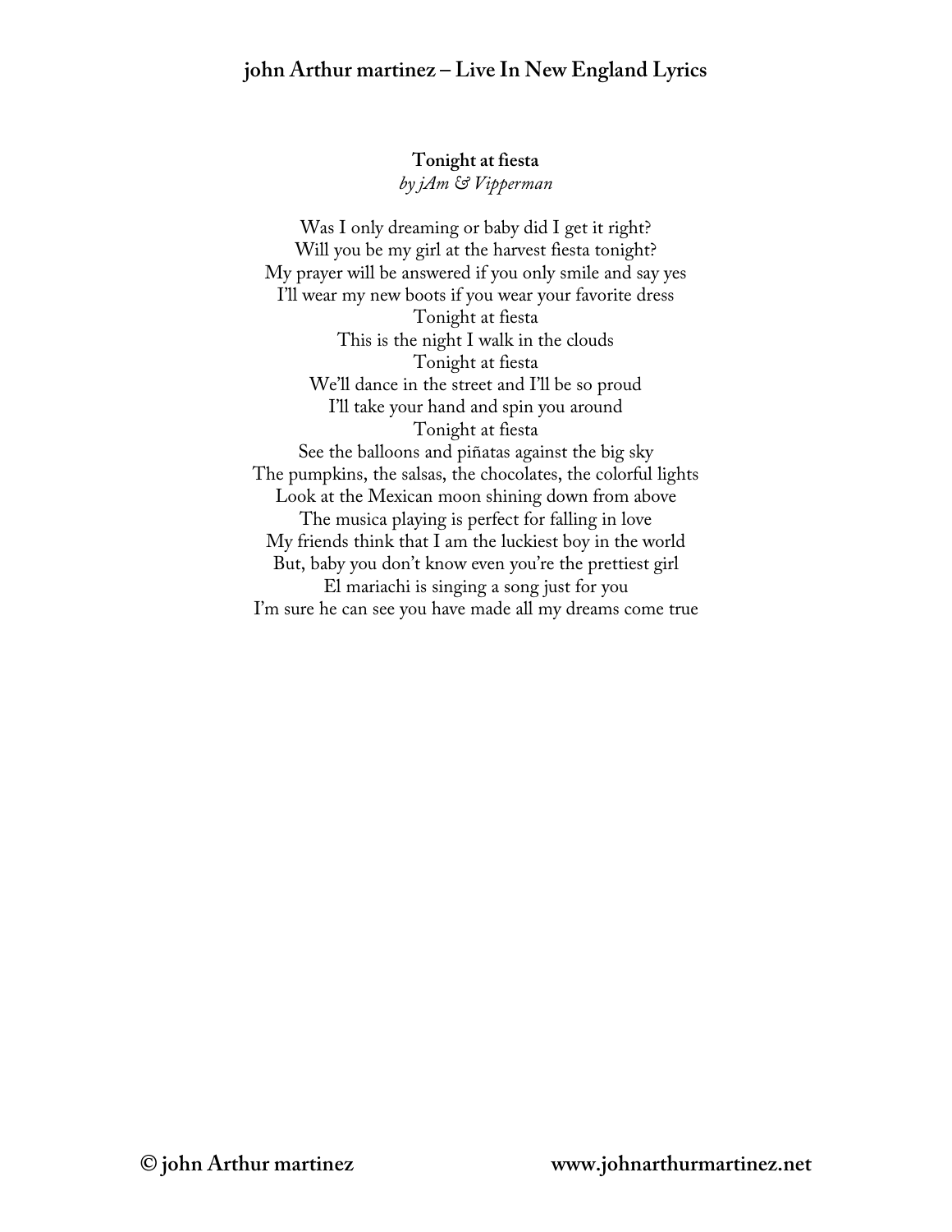## Tonight at fiesta

*by jAm & Vipperman*

Was I only dreaming or baby did I get it right?
Will you be my girl at the harvest fiesta tonight?
My prayer will be answered if you only smile and say yes
I'll wear my new boots if you wear your favorite dress
Tonight at fiesta
This is the night I walk in the clouds
Tonight at fiesta
We'll dance in the street and I'll be so proud
I'll take your hand and spin you around
Tonight at fiesta
See the balloons and piñatas against the big sky
The pumpkins, the salsas, the chocolates, the colorful lights
Look at the Mexican moon shining down from above
The musica playing is perfect for falling in love
My friends think that I am the luckiest boy in the world
But, baby you don't know even you're the prettiest girl
El mariachi is singing a song just for you
I'm sure he can see you have made all my dreams come true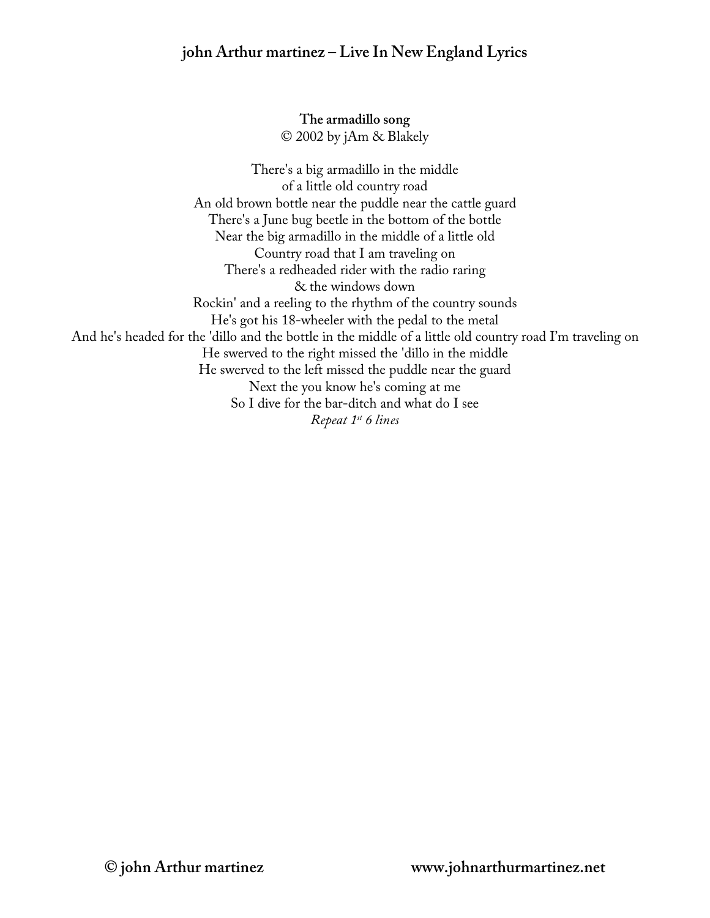**The armadillo song**
© 2002 by jAm & Blakely

There's a big armadillo in the middle
of a little old country road
An old brown bottle near the puddle near the cattle guard
There's a June bug beetle in the bottom of the bottle
Near the big armadillo in the middle of a little old
Country road that I am traveling on
There's a redheaded rider with the radio raring
& the windows down
Rockin' and a reeling to the rhythm of the country sounds
He's got his 18-wheeler with the pedal to the metal
And he's headed for the 'dillo and the bottle in the middle of a little old country road I'm traveling on
He swerved to the right missed the 'dillo in the middle
He swerved to the left missed the puddle near the guard
Next the you know he's coming at me
So I dive for the bar-ditch and what do I see
*Repeat 1st 6 lines*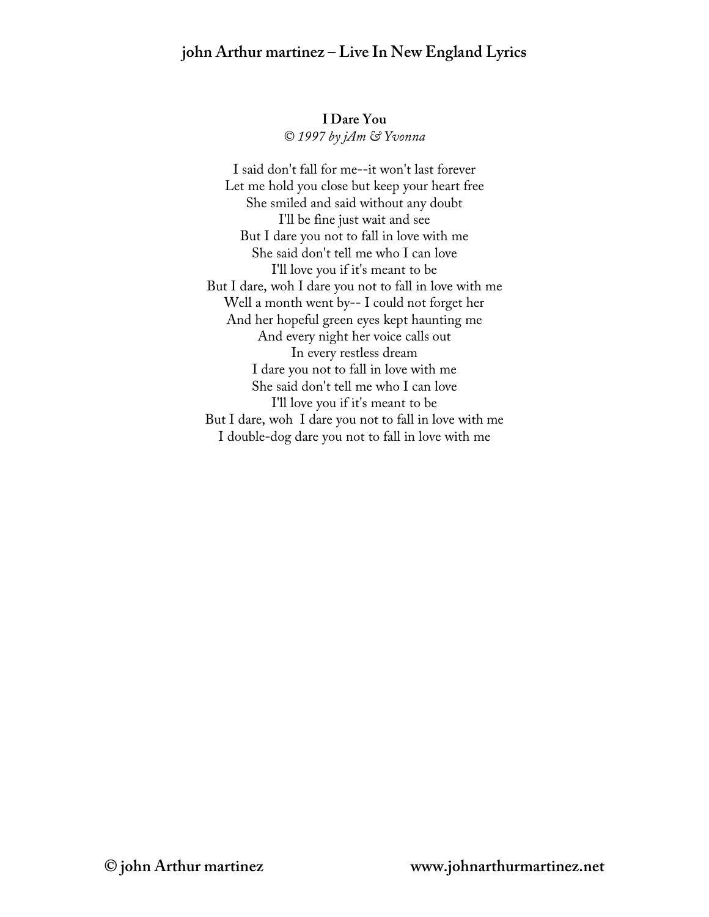## I Dare You

*© 1997 by jAm & Yvonna*

I said don't fall for me--it won't last forever
Let me hold you close but keep your heart free
She smiled and said without any doubt
I'll be fine just wait and see
But I dare you not to fall in love with me
She said don't tell me who I can love
I'll love you if it's meant to be
But I dare, woh I dare you not to fall in love with me
Well a month went by-- I could not forget her
And her hopeful green eyes kept haunting me
And every night her voice calls out
In every restless dream
I dare you not to fall in love with me
She said don't tell me who I can love
I'll love you if it's meant to be
But I dare, woh  I dare you not to fall in love with me
I double-dog dare you not to fall in love with me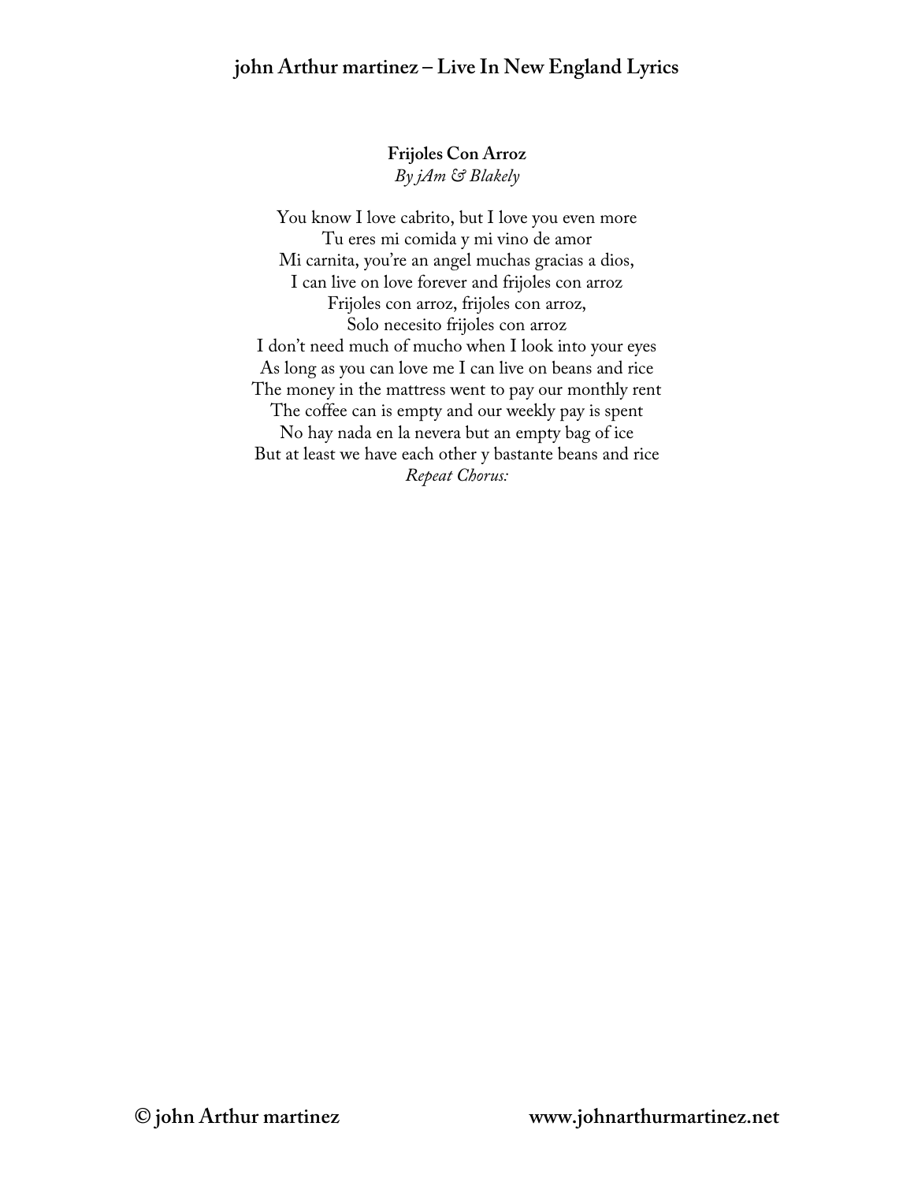## Frijoles Con Arroz

*By jAm & Blakely*

You know I love cabrito, but I love you even more  
Tu eres mi comida y mi vino de amor  
Mi carnita, you're an angel muchas gracias a dios,  
I can live on love forever and frijoles con arroz  
Frijoles con arroz, frijoles con arroz,  
Solo necesito frijoles con arroz  
I don't need much of mucho when I look into your eyes  
As long as you can love me I can live on beans and rice  
The money in the mattress went to pay our monthly rent  
The coffee can is empty and our weekly pay is spent  
No hay nada en la nevera but an empty bag of ice  
But at least we have each other y bastante beans and rice  
*Repeat Chorus:*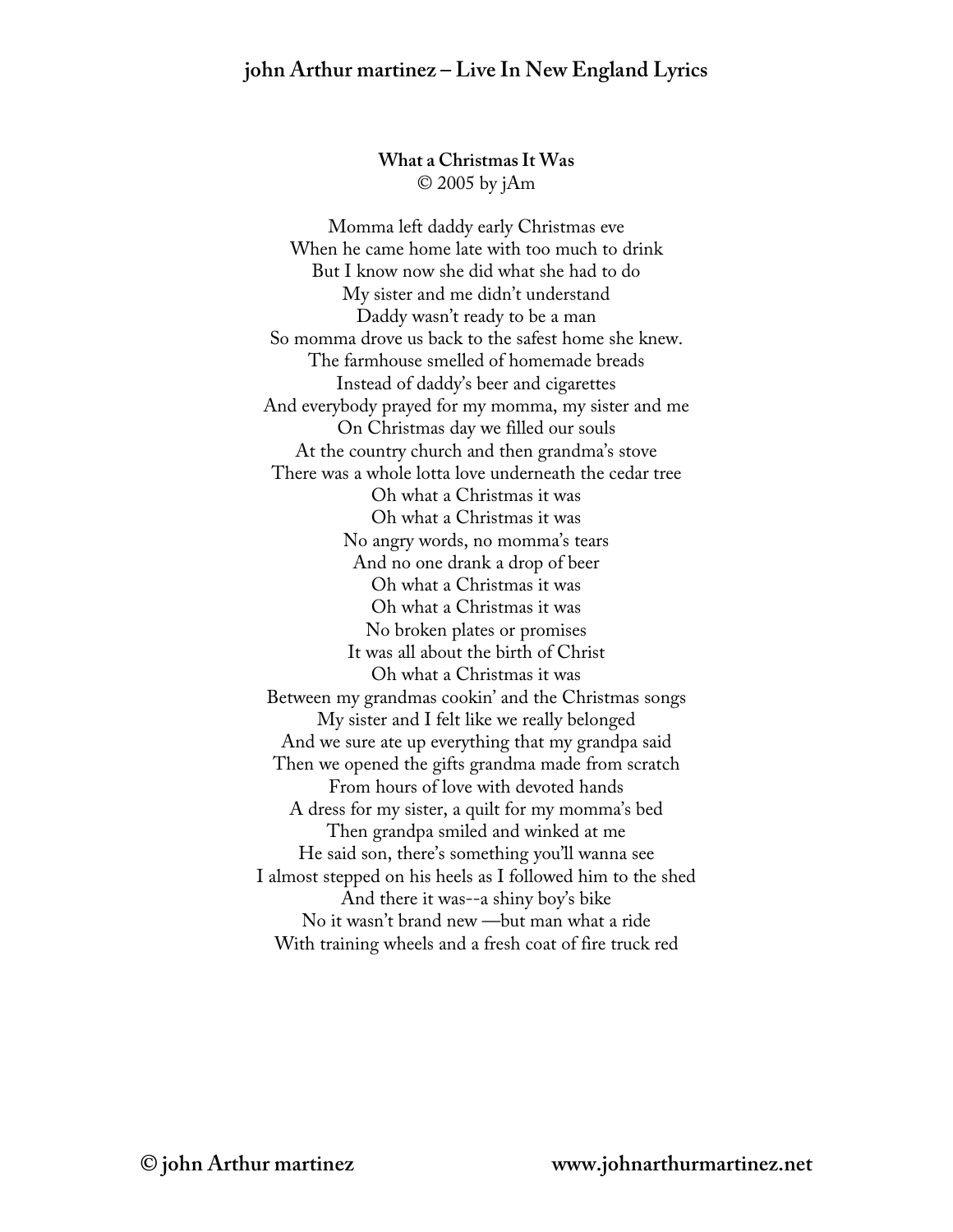**What a Christmas It Was**
© 2005 by jAm

Momma left daddy early Christmas eve
When he came home late with too much to drink
But I know now she did what she had to do
My sister and me didn't understand
Daddy wasn't ready to be a man
So momma drove us back to the safest home she knew.
The farmhouse smelled of homemade breads
Instead of daddy's beer and cigarettes
And everybody prayed for my momma, my sister and me
On Christmas day we filled our souls
At the country church and then grandma's stove
There was a whole lotta love underneath the cedar tree
Oh what a Christmas it was
Oh what a Christmas it was
No angry words, no momma's tears
And no one drank a drop of beer
Oh what a Christmas it was
Oh what a Christmas it was
No broken plates or promises
It was all about the birth of Christ
Oh what a Christmas it was
Between my grandmas cookin' and the Christmas songs
My sister and I felt like we really belonged
And we sure ate up everything that my grandpa said
Then we opened the gifts grandma made from scratch
From hours of love with devoted hands
A dress for my sister, a quilt for my momma's bed
Then grandpa smiled and winked at me
He said son, there's something you'll wanna see
I almost stepped on his heels as I followed him to the shed
And there it was--a shiny boy's bike
No it wasn't brand new —but man what a ride
With training wheels and a fresh coat of fire truck red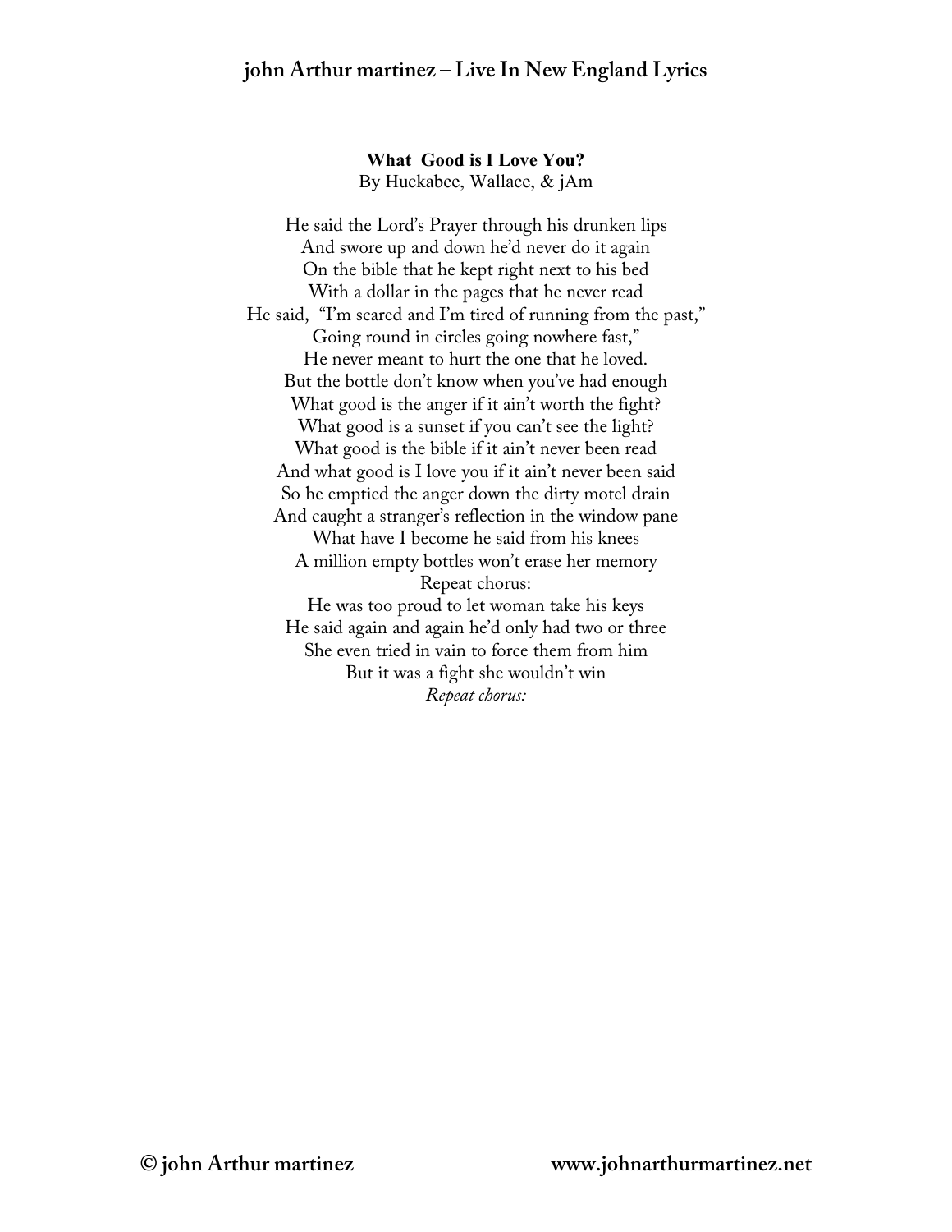## What Good is I Love You?

By Huckabee, Wallace, & jAm

He said the Lord's Prayer through his drunken lips  
And swore up and down he'd never do it again  
On the bible that he kept right next to his bed  
With a dollar in the pages that he never read  
He said, "I'm scared and I'm tired of running from the past,"  
Going round in circles going nowhere fast,"  
He never meant to hurt the one that he loved.  
But the bottle don't know when you've had enough  
What good is the anger if it ain't worth the fight?  
What good is a sunset if you can't see the light?  
What good is the bible if it ain't never been read  
And what good is I love you if it ain't never been said  
So he emptied the anger down the dirty motel drain  
And caught a stranger's reflection in the window pane  
What have I become he said from his knees  
A million empty bottles won't erase her memory  
Repeat chorus:  
He was too proud to let woman take his keys  
He said again and again he'd only had two or three  
She even tried in vain to force them from him  
But it was a fight she wouldn't win  
*Repeat chorus:*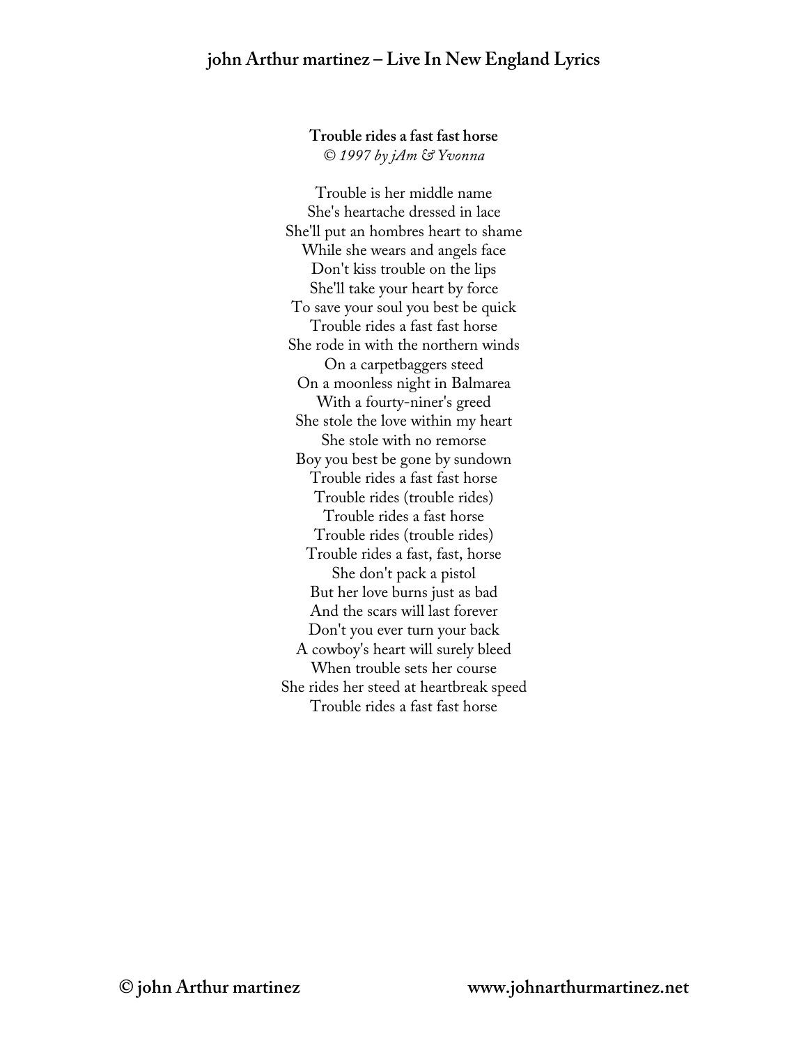**Trouble rides a fast fast horse**
*© 1997 by jAm & Yvonna*

Trouble is her middle name
She's heartache dressed in lace
She'll put an hombres heart to shame
While she wears and angels face
Don't kiss trouble on the lips
She'll take your heart by force
To save your soul you best be quick
Trouble rides a fast fast horse
She rode in with the northern winds
On a carpetbaggers steed
On a moonless night in Balmarea
With a fourty-niner's greed
She stole the love within my heart
She stole with no remorse
Boy you best be gone by sundown
Trouble rides a fast fast horse
Trouble rides (trouble rides)
Trouble rides a fast horse
Trouble rides (trouble rides)
Trouble rides a fast, fast, horse
She don't pack a pistol
But her love burns just as bad
And the scars will last forever
Don't you ever turn your back
A cowboy's heart will surely bleed
When trouble sets her course
She rides her steed at heartbreak speed
Trouble rides a fast fast horse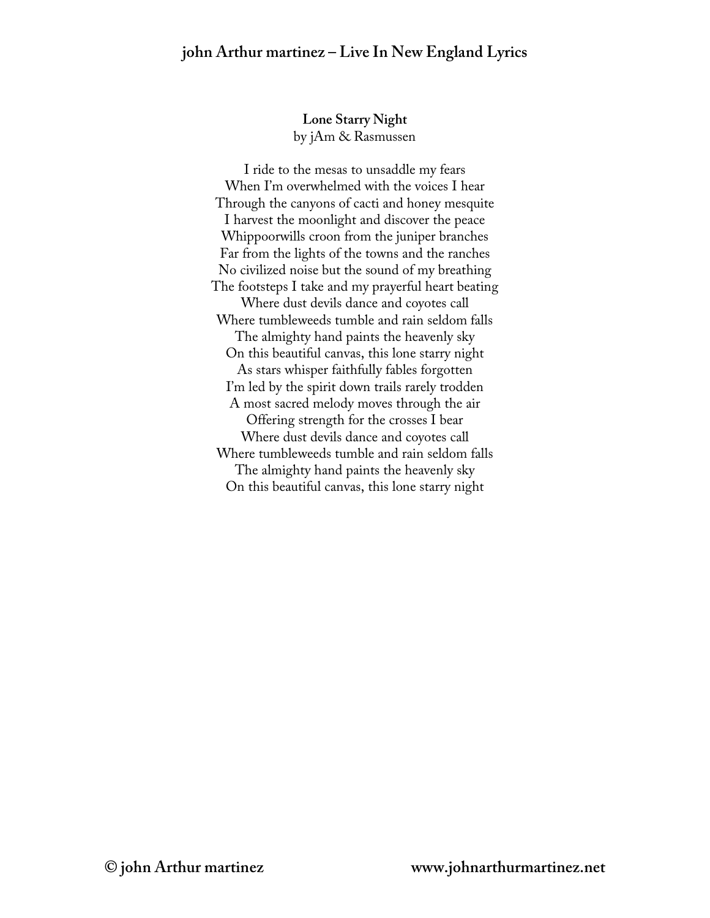## Lone Starry Night

by jAm & Rasmussen

I ride to the mesas to unsaddle my fears
When I'm overwhelmed with the voices I hear
Through the canyons of cacti and honey mesquite
I harvest the moonlight and discover the peace
Whippoorwills croon from the juniper branches
Far from the lights of the towns and the ranches
No civilized noise but the sound of my breathing
The footsteps I take and my prayerful heart beating
Where dust devils dance and coyotes call
Where tumbleweeds tumble and rain seldom falls
The almighty hand paints the heavenly sky
On this beautiful canvas, this lone starry night
As stars whisper faithfully fables forgotten
I'm led by the spirit down trails rarely trodden
A most sacred melody moves through the air
Offering strength for the crosses I bear
Where dust devils dance and coyotes call
Where tumbleweeds tumble and rain seldom falls
The almighty hand paints the heavenly sky
On this beautiful canvas, this lone starry night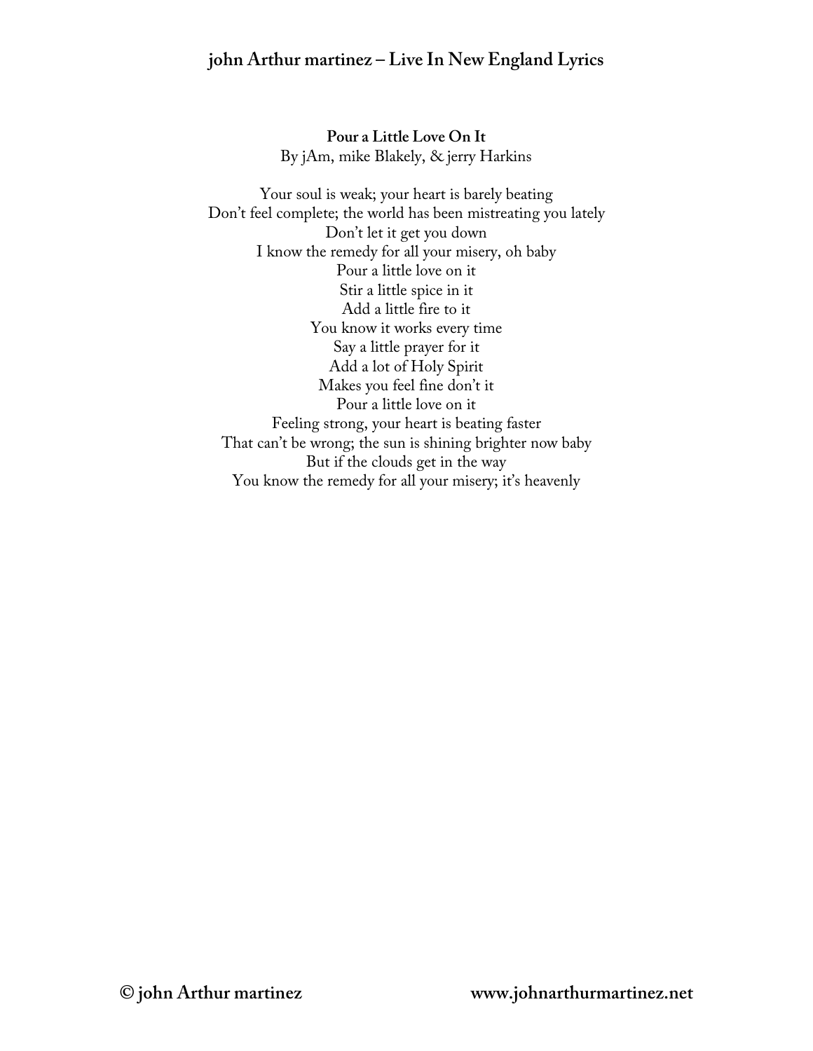**Pour a Little Love On It**

By jAm, mike Blakely, & jerry Harkins

Your soul is weak; your heart is barely beating
Don't feel complete; the world has been mistreating you lately
Don't let it get you down
I know the remedy for all your misery, oh baby
Pour a little love on it
Stir a little spice in it
Add a little fire to it
You know it works every time
Say a little prayer for it
Add a lot of Holy Spirit
Makes you feel fine don't it
Pour a little love on it
Feeling strong, your heart is beating faster
That can't be wrong; the sun is shining brighter now baby
But if the clouds get in the way
You know the remedy for all your misery; it's heavenly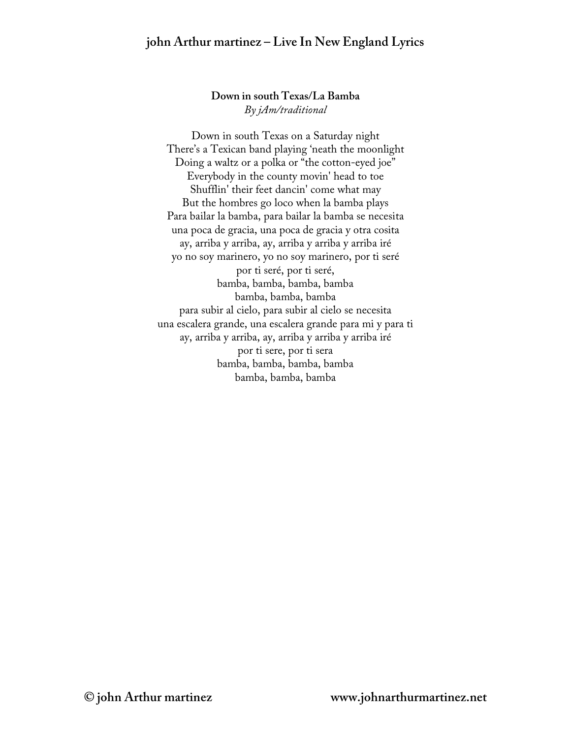**Down in south Texas/La Bamba**
*By jAm/traditional*

Down in south Texas on a Saturday night
There's a Texican band playing 'neath the moonlight
Doing a waltz or a polka or "the cotton-eyed joe"
Everybody in the county movin' head to toe
Shufflin' their feet dancin' come what may
But the hombres go loco when la bamba plays
Para bailar la bamba, para bailar la bamba se necesita
una poca de gracia, una poca de gracia y otra cosita
ay, arriba y arriba, ay, arriba y arriba y arriba iré
yo no soy marinero, yo no soy marinero, por ti seré
por ti seré, por ti seré,
bamba, bamba, bamba, bamba
bamba, bamba, bamba
para subir al cielo, para subir al cielo se necesita
una escalera grande, una escalera grande para mi y para ti
ay, arriba y arriba, ay, arriba y arriba y arriba iré
por ti sere, por ti sera
bamba, bamba, bamba, bamba
bamba, bamba, bamba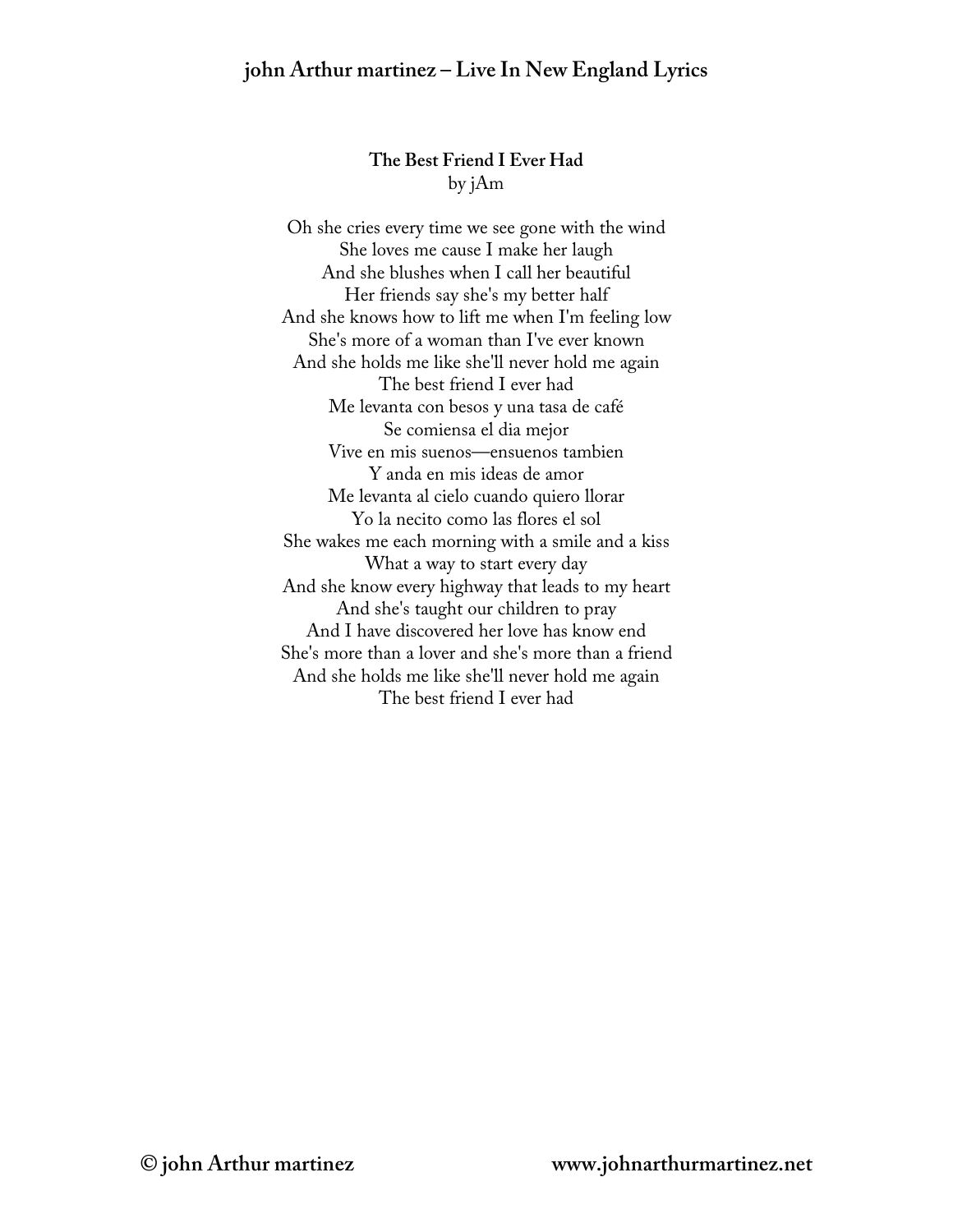**The Best Friend I Ever Had**
by jAm

Oh she cries every time we see gone with the wind
She loves me cause I make her laugh
And she blushes when I call her beautiful
Her friends say she's my better half
And she knows how to lift me when I'm feeling low
She's more of a woman than I've ever known
And she holds me like she'll never hold me again
The best friend I ever had
Me levanta con besos y una tasa de café
Se comiensa el dia mejor
Vive en mis suenos—ensuenos tambien
Y anda en mis ideas de amor
Me levanta al cielo cuando quiero llorar
Yo la necito como las flores el sol
She wakes me each morning with a smile and a kiss
What a way to start every day
And she know every highway that leads to my heart
And she's taught our children to pray
And I have discovered her love has know end
She's more than a lover and she's more than a friend
And she holds me like she'll never hold me again
The best friend I ever had